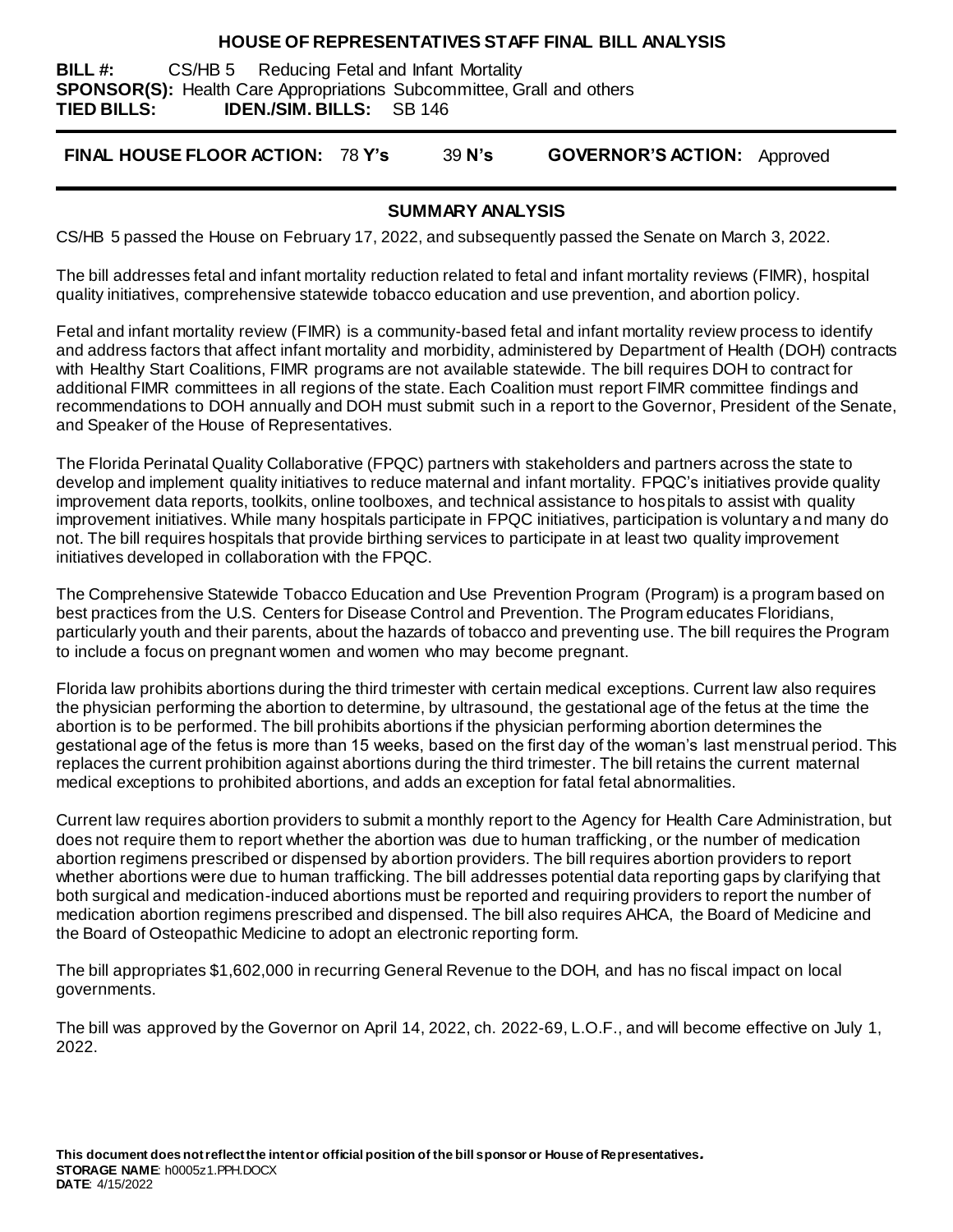# HOUSE OF REPRESENTATIVES STAFF FINAL BILL ANALYSIS

**BILL #:** CS/HB 5 Reducing Fetal and Infant Mortality
**SPONSOR(S):** Health Care Appropriations Subcommittee, Grall and others
**TIED BILLS:** **IDEN./SIM. BILLS:** SB 146

**FINAL HOUSE FLOOR ACTION:** 78 **Y's** 39 **N's** **GOVERNOR'S ACTION:** Approved

## SUMMARY ANALYSIS

CS/HB 5 passed the House on February 17, 2022, and subsequently passed the Senate on March 3, 2022.

The bill addresses fetal and infant mortality reduction related to fetal and infant mortality reviews (FIMR), hospital quality initiatives, comprehensive statewide tobacco education and use prevention, and abortion policy.

Fetal and infant mortality review (FIMR) is a community-based fetal and infant mortality review process to identify and address factors that affect infant mortality and morbidity, administered by Department of Health (DOH) contracts with Healthy Start Coalitions, FIMR programs are not available statewide. The bill requires DOH to contract for additional FIMR committees in all regions of the state. Each Coalition must report FIMR committee findings and recommendations to DOH annually and DOH must submit such in a report to the Governor, President of the Senate, and Speaker of the House of Representatives.

The Florida Perinatal Quality Collaborative (FPQC) partners with stakeholders and partners across the state to develop and implement quality initiatives to reduce maternal and infant mortality. FPQC's initiatives provide quality improvement data reports, toolkits, online toolboxes, and technical assistance to hospitals to assist with quality improvement initiatives. While many hospitals participate in FPQC initiatives, participation is voluntary and many do not. The bill requires hospitals that provide birthing services to participate in at least two quality improvement initiatives developed in collaboration with the FPQC.

The Comprehensive Statewide Tobacco Education and Use Prevention Program (Program) is a program based on best practices from the U.S. Centers for Disease Control and Prevention. The Program educates Floridians, particularly youth and their parents, about the hazards of tobacco and preventing use. The bill requires the Program to include a focus on pregnant women and women who may become pregnant.

Florida law prohibits abortions during the third trimester with certain medical exceptions. Current law also requires the physician performing the abortion to determine, by ultrasound, the gestational age of the fetus at the time the abortion is to be performed. The bill prohibits abortions if the physician performing abortion determines the gestational age of the fetus is more than 15 weeks, based on the first day of the woman's last menstrual period. This replaces the current prohibition against abortions during the third trimester. The bill retains the current maternal medical exceptions to prohibited abortions, and adds an exception for fatal fetal abnormalities.

Current law requires abortion providers to submit a monthly report to the Agency for Health Care Administration, but does not require them to report whether the abortion was due to human trafficking, or the number of medication abortion regimens prescribed or dispensed by abortion providers. The bill requires abortion providers to report whether abortions were due to human trafficking. The bill addresses potential data reporting gaps by clarifying that both surgical and medication-induced abortions must be reported and requiring providers to report the number of medication abortion regimens prescribed and dispensed. The bill also requires AHCA, the Board of Medicine and the Board of Osteopathic Medicine to adopt an electronic reporting form.

The bill appropriates $1,602,000 in recurring General Revenue to the DOH, and has no fiscal impact on local governments.

The bill was approved by the Governor on April 14, 2022, ch. 2022-69, L.O.F., and will become effective on July 1, 2022.

**This document does not reflect the intent or official position of the bill sponsor or House of Representatives.**
**STORAGE NAME**: h0005z1.PPH.DOCX
**DATE**: 4/15/2022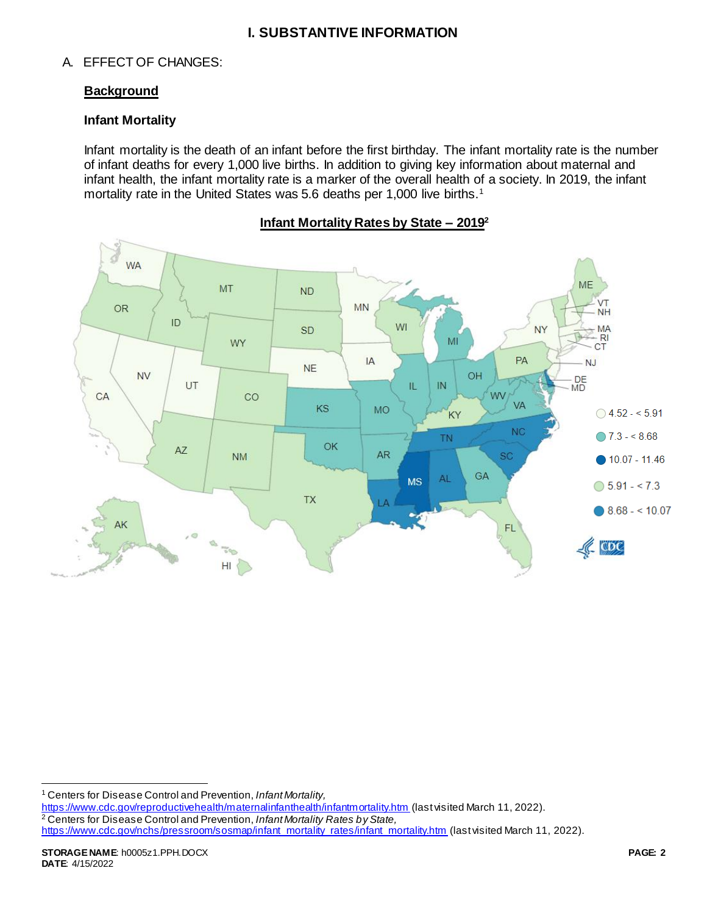# I. SUBSTANTIVE INFORMATION

## A. EFFECT OF CHANGES:

### **Background**

#### Infant Mortality

Infant mortality is the death of an infant before the first birthday. The infant mortality rate is the number of infant deaths for every 1,000 live births. In addition to giving key information about maternal and infant health, the infant mortality rate is a marker of the overall health of a society. In 2019, the infant mortality rate in the United States was 5.6 deaths per 1,000 live births.[1]

**Infant Mortality Rates by State – 2019**[2]

[1] Centers for Disease Control and Prevention, *Infant Mortality,* https://www.cdc.gov/reproductivehealth/maternalinfanthealth/infantmortality.htm (last visited March 11, 2022).

[2] Centers for Disease Control and Prevention, *Infant Mortality Rates by State,* https://www.cdc.gov/nchs/pressroom/sosmap/infant_mortality_rates/infant_mortality.htm (last visited March 11, 2022).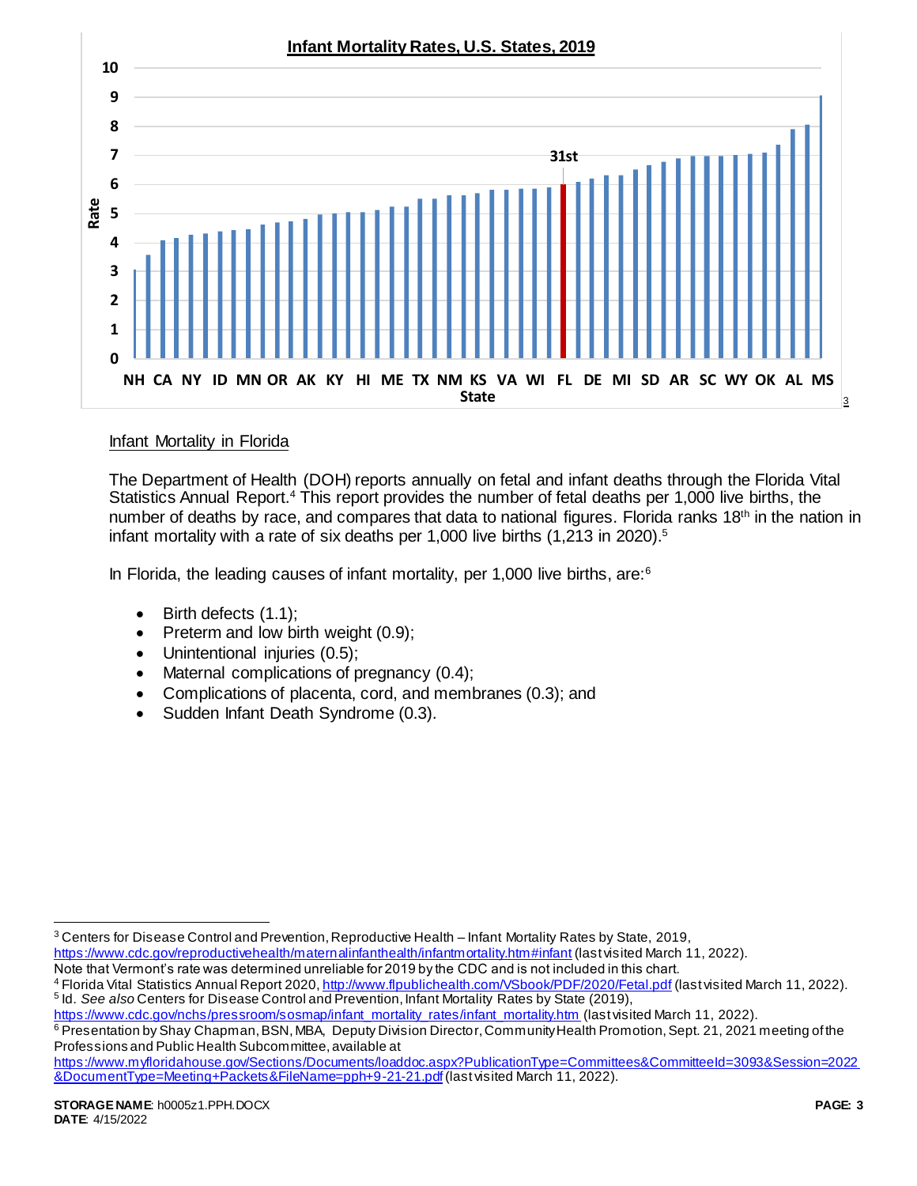**Infant Mortality Rates, U.S. States, 2019**

Rate

10
9
8
7
6
5
4
3
2
1
0

31st

NH CA NY ID MN OR AK KY HI ME TX NM KS VA WI FL DE MI SD AR SC WY OK AL MS

State

[3]

Infant Mortality in Florida

The Department of Health (DOH) reports annually on fetal and infant deaths through the Florida Vital Statistics Annual Report.[4] This report provides the number of fetal deaths per 1,000 live births, the number of deaths by race, and compares that data to national figures. Florida ranks 18th in the nation in infant mortality with a rate of six deaths per 1,000 live births (1,213 in 2020).[5]

In Florida, the leading causes of infant mortality, per 1,000 live births, are:[6]

- Birth defects (1.1);
- Preterm and low birth weight (0.9);
- Unintentional injuries (0.5);
- Maternal complications of pregnancy (0.4);
- Complications of placenta, cord, and membranes (0.3); and
- Sudden Infant Death Syndrome (0.3).

---

[3] Centers for Disease Control and Prevention, Reproductive Health – Infant Mortality Rates by State, 2019, https://www.cdc.gov/reproductivehealth/maternalinfanthealth/infantmortality.htm#infant (last visited March 11, 2022). Note that Vermont's rate was determined unreliable for 2019 by the CDC and is not included in this chart.

[4] Florida Vital Statistics Annual Report 2020, http://www.flpublichealth.com/VSbook/PDF/2020/Fetal.pdf (last visited March 11, 2022).

[5] Id. *See also* Centers for Disease Control and Prevention, Infant Mortality Rates by State (2019), https://www.cdc.gov/nchs/pressroom/sosmap/infant_mortality_rates/infant_mortality.htm (last visited March 11, 2022).

[6] Presentation by Shay Chapman, BSN, MBA, Deputy Division Director, Community Health Promotion, Sept. 21, 2021 meeting of the Professions and Public Health Subcommittee, available at https://www.myfloridahouse.gov/Sections/Documents/loaddoc.aspx?PublicationType=Committees&CommitteeId=3093&Session=2022&DocumentType=Meeting+Packets&FileName=pph+9-21-21.pdf (last visited March 11, 2022).

**STORAGE NAME**: h0005z1.PPH.DOCX
**DATE**: 4/15/2022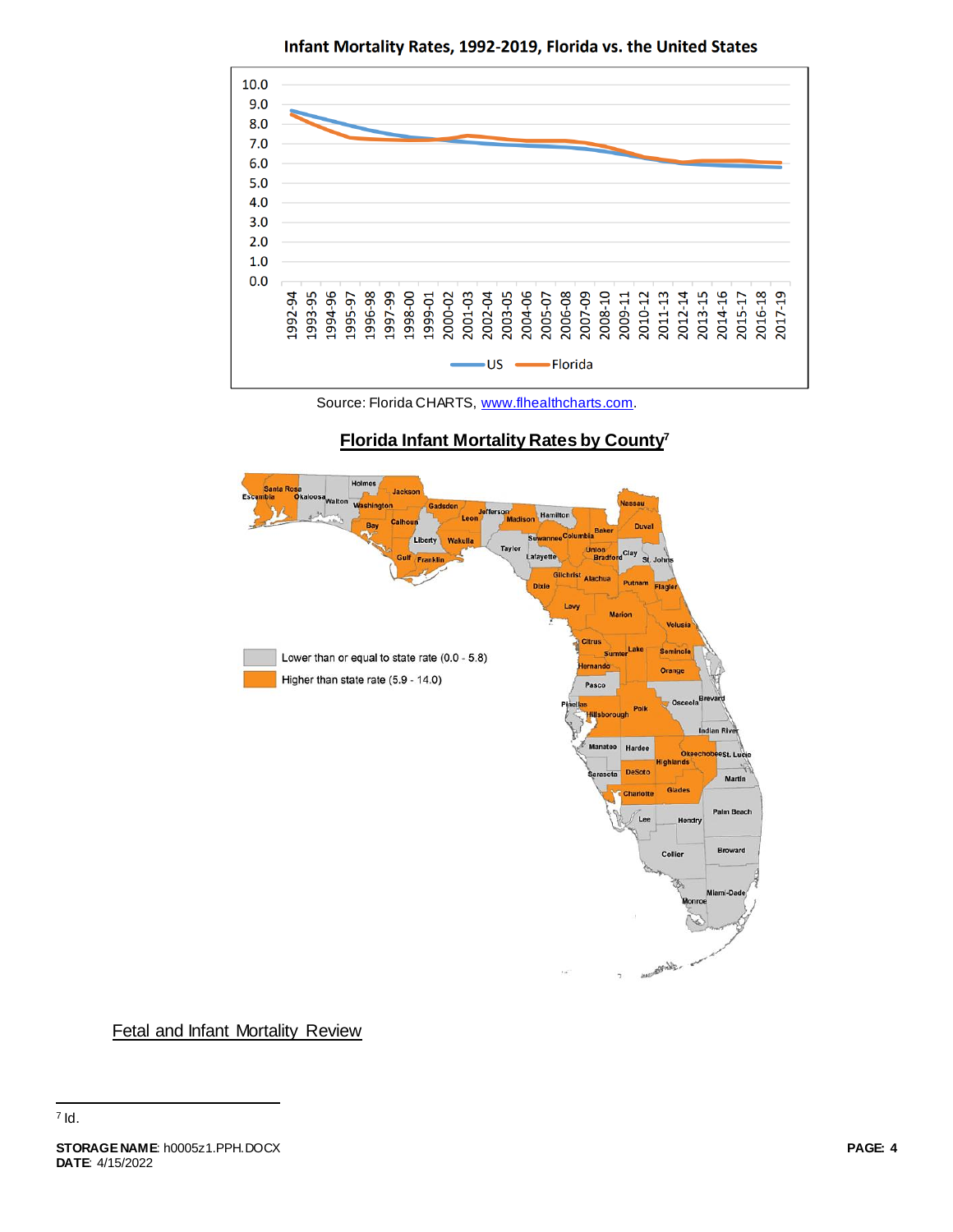**Infant Mortality Rates, 1992-2019, Florida vs. the United States**

Source: Florida CHARTS, www.flhealthcharts.com.

**Florida Infant Mortality Rates by County**[7]

Fetal and Infant Mortality Review

[7] Id.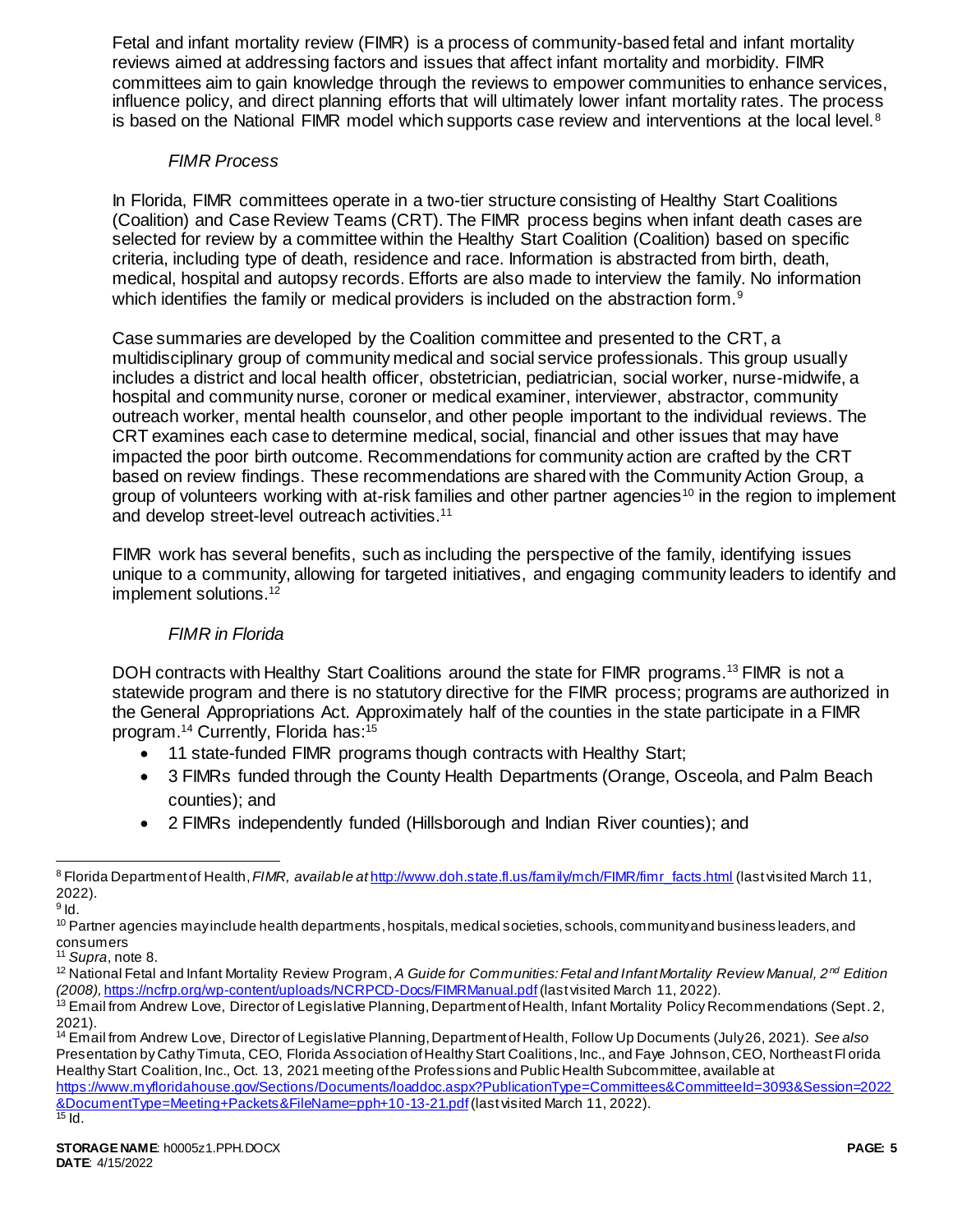Fetal and infant mortality review (FIMR) is a process of community-based fetal and infant mortality reviews aimed at addressing factors and issues that affect infant mortality and morbidity. FIMR committees aim to gain knowledge through the reviews to empower communities to enhance services, influence policy, and direct planning efforts that will ultimately lower infant mortality rates. The process is based on the National FIMR model which supports case review and interventions at the local level.[8]

*FIMR Process*

In Florida, FIMR committees operate in a two-tier structure consisting of Healthy Start Coalitions (Coalition) and Case Review Teams (CRT). The FIMR process begins when infant death cases are selected for review by a committee within the Healthy Start Coalition (Coalition) based on specific criteria, including type of death, residence and race. Information is abstracted from birth, death, medical, hospital and autopsy records. Efforts are also made to interview the family. No information which identifies the family or medical providers is included on the abstraction form.[9]

Case summaries are developed by the Coalition committee and presented to the CRT, a multidisciplinary group of community medical and social service professionals. This group usually includes a district and local health officer, obstetrician, pediatrician, social worker, nurse-midwife, a hospital and community nurse, coroner or medical examiner, interviewer, abstractor, community outreach worker, mental health counselor, and other people important to the individual reviews. The CRT examines each case to determine medical, social, financial and other issues that may have impacted the poor birth outcome. Recommendations for community action are crafted by the CRT based on review findings. These recommendations are shared with the Community Action Group, a group of volunteers working with at-risk families and other partner agencies[10] in the region to implement and develop street-level outreach activities.[11]

FIMR work has several benefits, such as including the perspective of the family, identifying issues unique to a community, allowing for targeted initiatives, and engaging community leaders to identify and implement solutions.[12]

*FIMR in Florida*

DOH contracts with Healthy Start Coalitions around the state for FIMR programs.[13] FIMR is not a statewide program and there is no statutory directive for the FIMR process; programs are authorized in the General Appropriations Act. Approximately half of the counties in the state participate in a FIMR program.[14] Currently, Florida has:[15]

- 11 state-funded FIMR programs though contracts with Healthy Start;
- 3 FIMRs funded through the County Health Departments (Orange, Osceola, and Palm Beach counties); and
- 2 FIMRs independently funded (Hillsborough and Indian River counties); and

---

[8] Florida Department of Health, *FIMR, available at* http://www.doh.state.fl.us/family/mch/FIMR/fimr_facts.html (last visited March 11, 2022).

[9] Id.

[10] Partner agencies may include health departments, hospitals, medical societies, schools, community and business leaders, and consumers

[11] *Supra*, note 8.

[12] National Fetal and Infant Mortality Review Program, *A Guide for Communities: Fetal and Infant Mortality Review Manual, 2nd Edition (2008),* https://ncfrp.org/wp-content/uploads/NCRPCD-Docs/FIMRManual.pdf (last visited March 11, 2022).

[13] Email from Andrew Love, Director of Legislative Planning, Department of Health, Infant Mortality Policy Recommendations (Sept. 2, 2021).

[14] Email from Andrew Love, Director of Legislative Planning, Department of Health, Follow Up Documents (July 26, 2021). *See also* Presentation by Cathy Timuta, CEO, Florida Association of Healthy Start Coalitions, Inc., and Faye Johnson, CEO, Northeast Florida Healthy Start Coalition, Inc., Oct. 13, 2021 meeting of the Professions and Public Health Subcommittee, available at https://www.myfloridahouse.gov/Sections/Documents/loaddoc.aspx?PublicationType=Committees&CommitteeId=3093&Session=2022&DocumentType=Meeting+Packets&FileName=pph+10-13-21.pdf (last visited March 11, 2022).

[15] Id.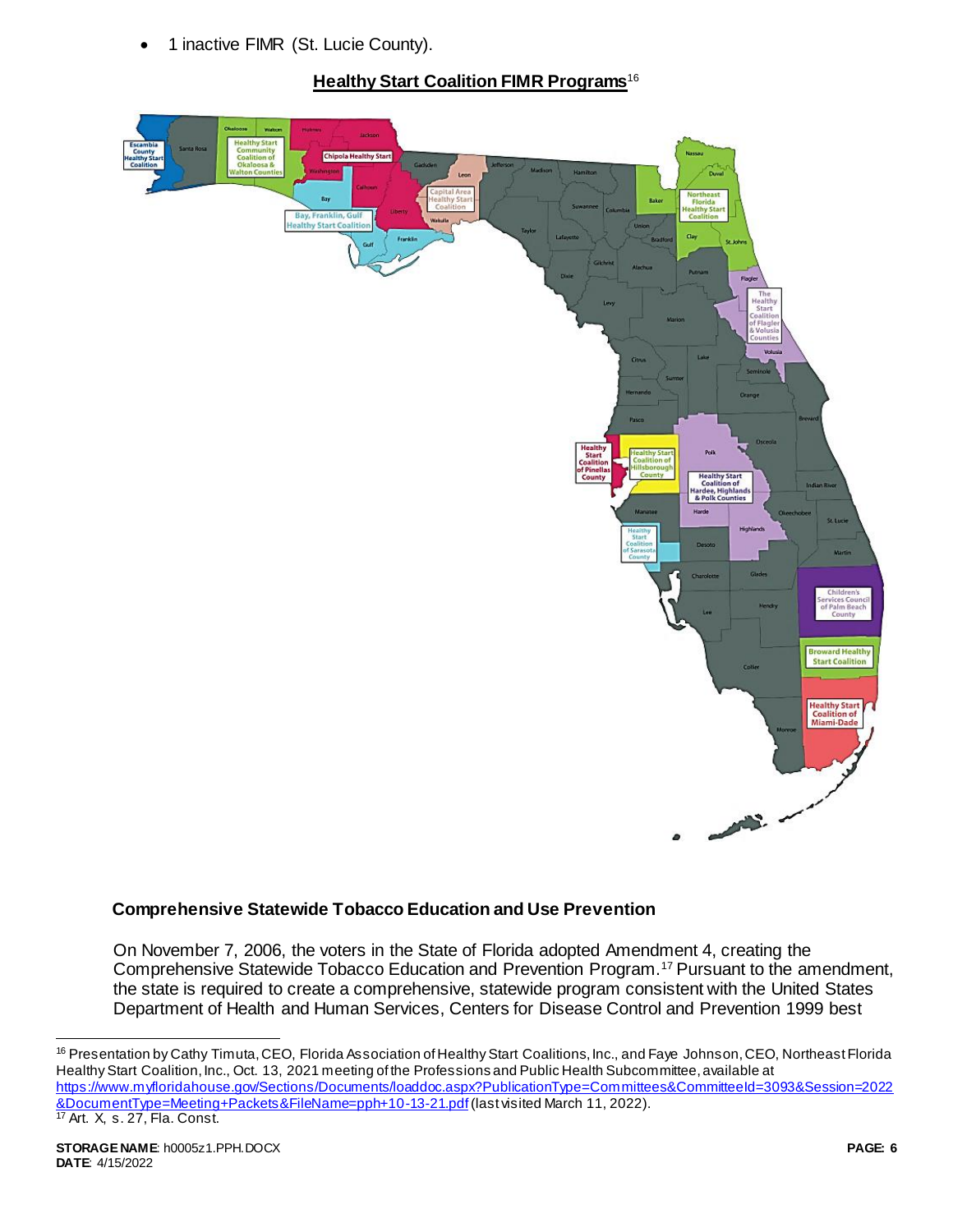- 1 inactive FIMR (St. Lucie County).

**Healthy Start Coalition FIMR Programs**[16]

## Comprehensive Statewide Tobacco Education and Use Prevention

On November 7, 2006, the voters in the State of Florida adopted Amendment 4, creating the Comprehensive Statewide Tobacco Education and Prevention Program.[17] Pursuant to the amendment, the state is required to create a comprehensive, statewide program consistent with the United States Department of Health and Human Services, Centers for Disease Control and Prevention 1999 best

---

[16] Presentation by Cathy Timuta, CEO, Florida Association of Healthy Start Coalitions, Inc., and Faye Johnson, CEO, Northeast Florida Healthy Start Coalition, Inc., Oct. 13, 2021 meeting of the Professions and Public Health Subcommittee, available at https://www.myfloridahouse.gov/Sections/Documents/loaddoc.aspx?PublicationType=Committees&CommitteeId=3093&Session=2022&DocumentType=Meeting+Packets&FileName=pph+10-13-21.pdf (last visited March 11, 2022).

[17] Art. X, s. 27, Fla. Const.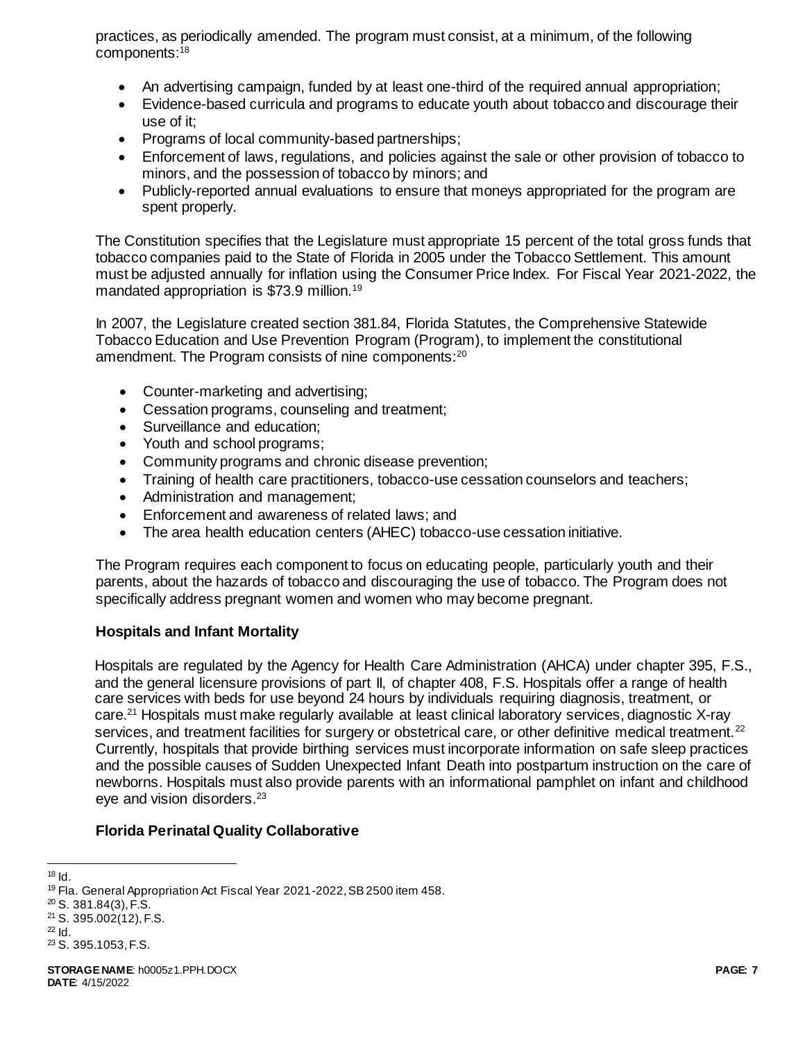practices, as periodically amended. The program must consist, at a minimum, of the following components:[18]

- An advertising campaign, funded by at least one-third of the required annual appropriation;
- Evidence-based curricula and programs to educate youth about tobacco and discourage their use of it;
- Programs of local community-based partnerships;
- Enforcement of laws, regulations, and policies against the sale or other provision of tobacco to minors, and the possession of tobacco by minors; and
- Publicly-reported annual evaluations to ensure that moneys appropriated for the program are spent properly.

The Constitution specifies that the Legislature must appropriate 15 percent of the total gross funds that tobacco companies paid to the State of Florida in 2005 under the Tobacco Settlement. This amount must be adjusted annually for inflation using the Consumer Price Index. For Fiscal Year 2021-2022, the mandated appropriation is $73.9 million.[19]

In 2007, the Legislature created section 381.84, Florida Statutes, the Comprehensive Statewide Tobacco Education and Use Prevention Program (Program), to implement the constitutional amendment. The Program consists of nine components:[20]

- Counter-marketing and advertising;
- Cessation programs, counseling and treatment;
- Surveillance and education;
- Youth and school programs;
- Community programs and chronic disease prevention;
- Training of health care practitioners, tobacco-use cessation counselors and teachers;
- Administration and management;
- Enforcement and awareness of related laws; and
- The area health education centers (AHEC) tobacco-use cessation initiative.

The Program requires each component to focus on educating people, particularly youth and their parents, about the hazards of tobacco and discouraging the use of tobacco. The Program does not specifically address pregnant women and women who may become pregnant.

### Hospitals and Infant Mortality

Hospitals are regulated by the Agency for Health Care Administration (AHCA) under chapter 395, F.S., and the general licensure provisions of part II, of chapter 408, F.S. Hospitals offer a range of health care services with beds for use beyond 24 hours by individuals requiring diagnosis, treatment, or care.[21] Hospitals must make regularly available at least clinical laboratory services, diagnostic X-ray services, and treatment facilities for surgery or obstetrical care, or other definitive medical treatment.[22] Currently, hospitals that provide birthing services must incorporate information on safe sleep practices and the possible causes of Sudden Unexpected Infant Death into postpartum instruction on the care of newborns. Hospitals must also provide parents with an informational pamphlet on infant and childhood eye and vision disorders.[23]

### Florida Perinatal Quality Collaborative

---

[18] Id.
[19] Fla. General Appropriation Act Fiscal Year 2021-2022, SB 2500 item 458.
[20] S. 381.84(3), F.S.
[21] S. 395.002(12), F.S.
[22] Id.
[23] S. 395.1053, F.S.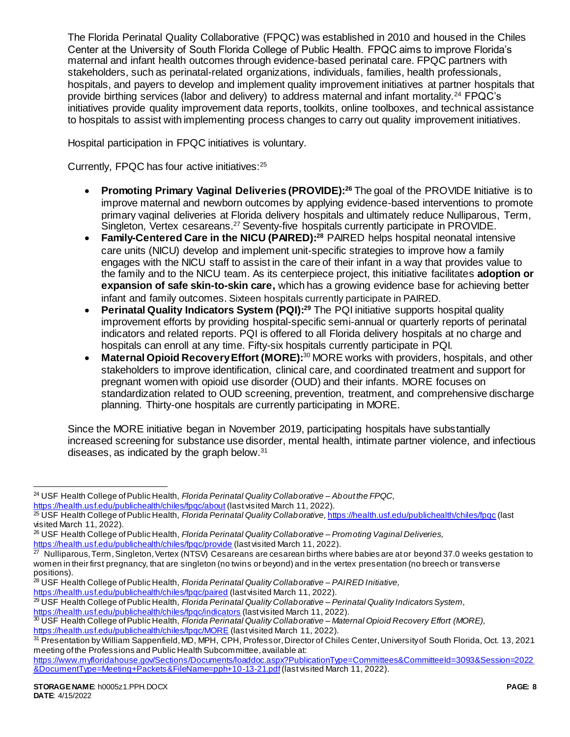The Florida Perinatal Quality Collaborative (FPQC) was established in 2010 and housed in the Chiles Center at the University of South Florida College of Public Health. FPQC aims to improve Florida's maternal and infant health outcomes through evidence-based perinatal care. FPQC partners with stakeholders, such as perinatal-related organizations, individuals, families, health professionals, hospitals, and payers to develop and implement quality improvement initiatives at partner hospitals that provide birthing services (labor and delivery) to address maternal and infant mortality.[24] FPQC's initiatives provide quality improvement data reports, toolkits, online toolboxes, and technical assistance to hospitals to assist with implementing process changes to carry out quality improvement initiatives.

Hospital participation in FPQC initiatives is voluntary.

Currently, FPQC has four active initiatives:[25]

- **Promoting Primary Vaginal Deliveries (PROVIDE):[26]** The goal of the PROVIDE Initiative is to improve maternal and newborn outcomes by applying evidence-based interventions to promote primary vaginal deliveries at Florida delivery hospitals and ultimately reduce Nulliparous, Term, Singleton, Vertex cesareans.[27] Seventy-five hospitals currently participate in PROVIDE.
- **Family-Centered Care in the NICU (PAIRED):[28]** PAIRED helps hospital neonatal intensive care units (NICU) develop and implement unit-specific strategies to improve how a family engages with the NICU staff to assist in the care of their infant in a way that provides value to the family and to the NICU team. As its centerpiece project, this initiative facilitates **adoption or expansion of safe skin-to-skin care,** which has a growing evidence base for achieving better infant and family outcomes. Sixteen hospitals currently participate in PAIRED.
- **Perinatal Quality Indicators System (PQI):[29]** The PQI initiative supports hospital quality improvement efforts by providing hospital-specific semi-annual or quarterly reports of perinatal indicators and related reports. PQI is offered to all Florida delivery hospitals at no charge and hospitals can enroll at any time. Fifty-six hospitals currently participate in PQI.
- **Maternal Opioid Recovery Effort (MORE):**[30] MORE works with providers, hospitals, and other stakeholders to improve identification, clinical care, and coordinated treatment and support for pregnant women with opioid use disorder (OUD) and their infants. MORE focuses on standardization related to OUD screening, prevention, treatment, and comprehensive discharge planning. Thirty-one hospitals are currently participating in MORE.

Since the MORE initiative began in November 2019, participating hospitals have substantially increased screening for substance use disorder, mental health, intimate partner violence, and infectious diseases, as indicated by the graph below.[31]

---

[24] USF Health College of Public Health, *Florida Perinatal Quality Collaborative – About the FPQC,* https://health.usf.edu/publichealth/chiles/fpqc/about (last visited March 11, 2022).

[25] USF Health College of Public Health, *Florida Perinatal Quality Collaborative,* https://health.usf.edu/publichealth/chiles/fpqc (last visited March 11, 2022).

[26] USF Health College of Public Health, *Florida Perinatal Quality Collaborative – Promoting Vaginal Deliveries,* https://health.usf.edu/publichealth/chiles/fpqc/provide (last visited March 11, 2022).

[27] Nulliparous, Term, Singleton, Vertex (NTSV) Cesareans are cesarean births where babies are at or beyond 37.0 weeks gestation to women in their first pregnancy, that are singleton (no twins or beyond) and in the vertex presentation (no breech or transverse positions).

[28] USF Health College of Public Health, *Florida Perinatal Quality Collaborative – PAIRED Initiative,* https://health.usf.edu/publichealth/chiles/fpqc/paired (last visited March 11, 2022).

[29] USF Health College of Public Health, *Florida Perinatal Quality Collaborative – Perinatal Quality Indicators System,* https://health.usf.edu/publichealth/chiles/fpqc/indicators (last visited March 11, 2022).

[30] USF Health College of Public Health, *Florida Perinatal Quality Collaborative – Maternal Opioid Recovery Effort (MORE),* https://health.usf.edu/publichealth/chiles/fpqc/MORE (last visited March 11, 2022).

[31] Presentation by William Sappenfield, MD, MPH, CPH, Professor, Director of Chiles Center, University of South Florida, Oct. 13, 2021 meeting of the Professions and Public Health Subcommittee, available at: https://www.myfloridahouse.gov/Sections/Documents/loaddoc.aspx?PublicationType=Committees&CommitteeId=3093&Session=2022&DocumentType=Meeting+Packets&FileName=pph+10-13-21.pdf (last visited March 11, 2022).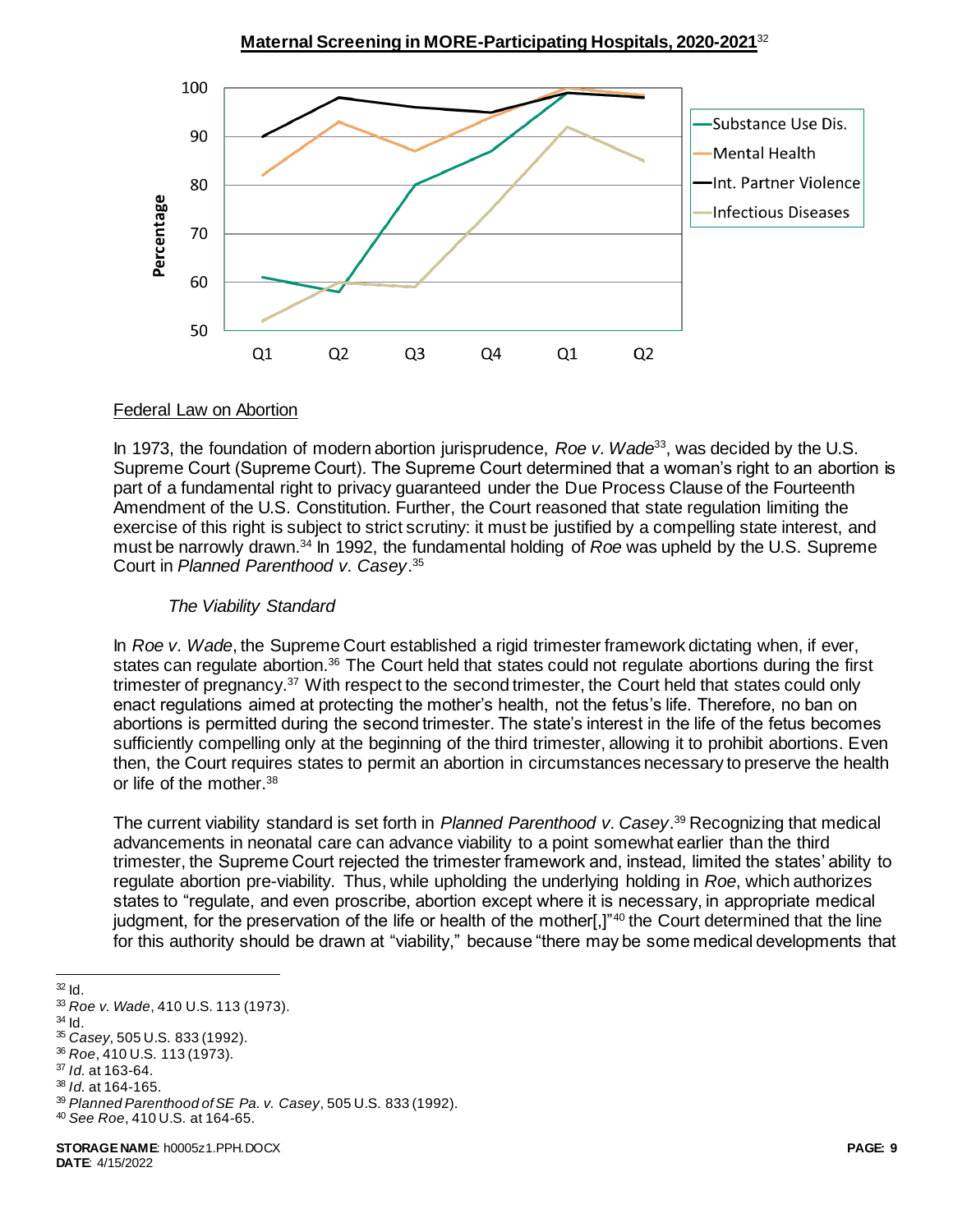**Maternal Screening in MORE-Participating Hospitals, 2020-2021**[32]

## Federal Law on Abortion

In 1973, the foundation of modern abortion jurisprudence, *Roe v. Wade*[33], was decided by the U.S. Supreme Court (Supreme Court). The Supreme Court determined that a woman's right to an abortion is part of a fundamental right to privacy guaranteed under the Due Process Clause of the Fourteenth Amendment of the U.S. Constitution. Further, the Court reasoned that state regulation limiting the exercise of this right is subject to strict scrutiny: it must be justified by a compelling state interest, and must be narrowly drawn.[34] In 1992, the fundamental holding of *Roe* was upheld by the U.S. Supreme Court in *Planned Parenthood v. Casey*.[35]

### *The Viability Standard*

In *Roe v. Wade*, the Supreme Court established a rigid trimester framework dictating when, if ever, states can regulate abortion.[36] The Court held that states could not regulate abortions during the first trimester of pregnancy.[37] With respect to the second trimester, the Court held that states could only enact regulations aimed at protecting the mother's health, not the fetus's life. Therefore, no ban on abortions is permitted during the second trimester. The state's interest in the life of the fetus becomes sufficiently compelling only at the beginning of the third trimester, allowing it to prohibit abortions. Even then, the Court requires states to permit an abortion in circumstances necessary to preserve the health or life of the mother.[38]

The current viability standard is set forth in *Planned Parenthood v. Casey*.[39] Recognizing that medical advancements in neonatal care can advance viability to a point somewhat earlier than the third trimester, the Supreme Court rejected the trimester framework and, instead, limited the states' ability to regulate abortion pre-viability. Thus, while upholding the underlying holding in *Roe*, which authorizes states to "regulate, and even proscribe, abortion except where it is necessary, in appropriate medical judgment, for the preservation of the life or health of the mother[,]"[40] the Court determined that the line for this authority should be drawn at "viability," because "there may be some medical developments that

---

[32] Id.
[33] *Roe v. Wade*, 410 U.S. 113 (1973).
[34] Id.
[35] *Casey*, 505 U.S. 833 (1992).
[36] *Roe*, 410 U.S. 113 (1973).
[37] *Id.* at 163-64.
[38] *Id.* at 164-165.
[39] *Planned Parenthood of SE Pa. v. Casey*, 505 U.S. 833 (1992).
[40] *See Roe*, 410 U.S. at 164-65.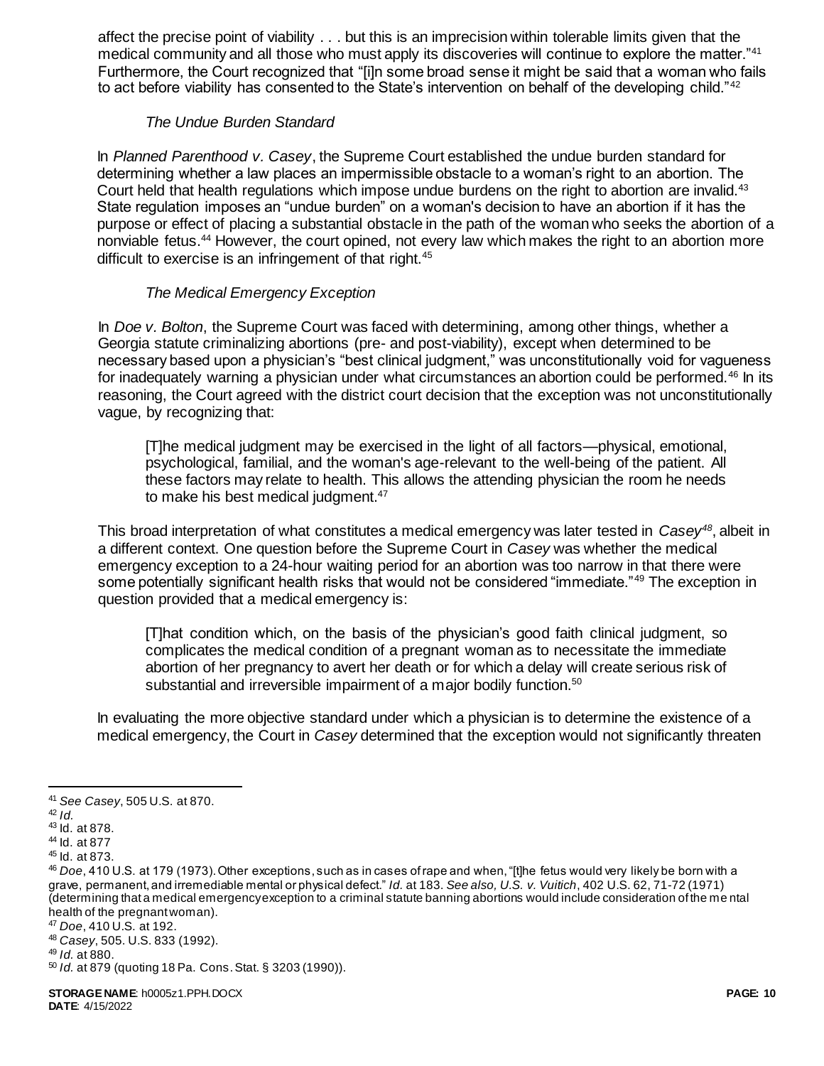affect the precise point of viability . . . but this is an imprecision within tolerable limits given that the medical community and all those who must apply its discoveries will continue to explore the matter."[41] Furthermore, the Court recognized that "[i]n some broad sense it might be said that a woman who fails to act before viability has consented to the State's intervention on behalf of the developing child."[42]

*The Undue Burden Standard*

In *Planned Parenthood v. Casey*, the Supreme Court established the undue burden standard for determining whether a law places an impermissible obstacle to a woman's right to an abortion. The Court held that health regulations which impose undue burdens on the right to abortion are invalid.[43] State regulation imposes an "undue burden" on a woman's decision to have an abortion if it has the purpose or effect of placing a substantial obstacle in the path of the woman who seeks the abortion of a nonviable fetus.[44] However, the court opined, not every law which makes the right to an abortion more difficult to exercise is an infringement of that right.[45]

*The Medical Emergency Exception*

In *Doe v. Bolton*, the Supreme Court was faced with determining, among other things, whether a Georgia statute criminalizing abortions (pre- and post-viability), except when determined to be necessary based upon a physician's "best clinical judgment," was unconstitutionally void for vagueness for inadequately warning a physician under what circumstances an abortion could be performed.[46] In its reasoning, the Court agreed with the district court decision that the exception was not unconstitutionally vague, by recognizing that:

> [T]he medical judgment may be exercised in the light of all factors—physical, emotional, psychological, familial, and the woman's age-relevant to the well-being of the patient. All these factors may relate to health. This allows the attending physician the room he needs to make his best medical judgment.[47]

This broad interpretation of what constitutes a medical emergency was later tested in *Casey*[48], albeit in a different context. One question before the Supreme Court in *Casey* was whether the medical emergency exception to a 24-hour waiting period for an abortion was too narrow in that there were some potentially significant health risks that would not be considered "immediate."[49] The exception in question provided that a medical emergency is:

> [T]hat condition which, on the basis of the physician's good faith clinical judgment, so complicates the medical condition of a pregnant woman as to necessitate the immediate abortion of her pregnancy to avert her death or for which a delay will create serious risk of substantial and irreversible impairment of a major bodily function.[50]

In evaluating the more objective standard under which a physician is to determine the existence of a medical emergency, the Court in *Casey* determined that the exception would not significantly threaten

---

[41] *See Casey*, 505 U.S. at 870.

[42] *Id.*

[43] Id. at 878.

[44] Id. at 877

[45] Id. at 873.

[46] *Doe*, 410 U.S. at 179 (1973). Other exceptions, such as in cases of rape and when, "[t]he fetus would very likely be born with a grave, permanent, and irremediable mental or physical defect." *Id.* at 183. *See also, U.S. v. Vuitich*, 402 U.S. 62, 71-72 (1971) (determining that a medical emergency exception to a criminal statute banning abortions would include consideration of the mental health of the pregnant woman).

[47] *Doe*, 410 U.S. at 192.

[48] *Casey*, 505. U.S. 833 (1992).

[49] *Id.* at 880.

[50] *Id.* at 879 (quoting 18 Pa. Cons. Stat. § 3203 (1990)).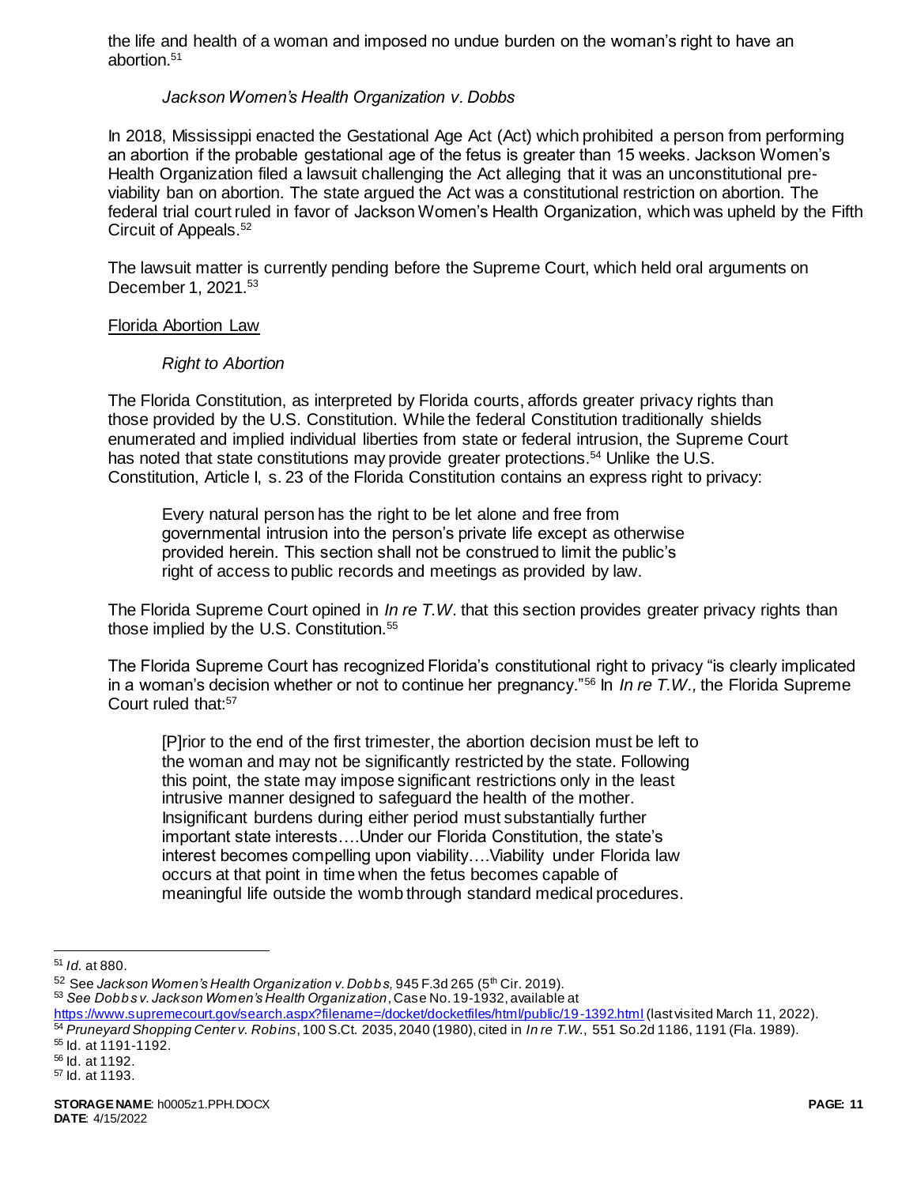the life and health of a woman and imposed no undue burden on the woman's right to have an abortion.[51]

*Jackson Women's Health Organization v. Dobbs*

In 2018, Mississippi enacted the Gestational Age Act (Act) which prohibited a person from performing an abortion if the probable gestational age of the fetus is greater than 15 weeks. Jackson Women's Health Organization filed a lawsuit challenging the Act alleging that it was an unconstitutional pre-viability ban on abortion. The state argued the Act was a constitutional restriction on abortion. The federal trial court ruled in favor of Jackson Women's Health Organization, which was upheld by the Fifth Circuit of Appeals.[52]

The lawsuit matter is currently pending before the Supreme Court, which held oral arguments on December 1, 2021.[53]

Florida Abortion Law

*Right to Abortion*

The Florida Constitution, as interpreted by Florida courts, affords greater privacy rights than those provided by the U.S. Constitution. While the federal Constitution traditionally shields enumerated and implied individual liberties from state or federal intrusion, the Supreme Court has noted that state constitutions may provide greater protections.[54] Unlike the U.S. Constitution, Article I, s. 23 of the Florida Constitution contains an express right to privacy:

> Every natural person has the right to be let alone and free from governmental intrusion into the person's private life except as otherwise provided herein. This section shall not be construed to limit the public's right of access to public records and meetings as provided by law.

The Florida Supreme Court opined in *In re T.W*. that this section provides greater privacy rights than those implied by the U.S. Constitution.[55]

The Florida Supreme Court has recognized Florida's constitutional right to privacy "is clearly implicated in a woman's decision whether or not to continue her pregnancy."[56] In *In re T.W.,* the Florida Supreme Court ruled that:[57]

> [P]rior to the end of the first trimester, the abortion decision must be left to the woman and may not be significantly restricted by the state. Following this point, the state may impose significant restrictions only in the least intrusive manner designed to safeguard the health of the mother. Insignificant burdens during either period must substantially further important state interests….Under our Florida Constitution, the state's interest becomes compelling upon viability….Viability under Florida law occurs at that point in time when the fetus becomes capable of meaningful life outside the womb through standard medical procedures.

---

[51] *Id.* at 880.
[52] See *Jackson Women's Health Organization v. Dobbs,* 945 F.3d 265 (5th Cir. 2019).
[53] *See Dobbs v. Jackson Women's Health Organization*, Case No. 19-1932, available at https://www.supremecourt.gov/search.aspx?filename=/docket/docketfiles/html/public/19-1392.html (last visited March 11, 2022).
[54] *Pruneyard Shopping Center v. Robins*, 100 S.Ct. 2035, 2040 (1980), cited in *In re T.W.*, 551 So.2d 1186, 1191 (Fla. 1989).
[55] Id. at 1191-1192.
[56] Id. at 1192.
[57] Id. at 1193.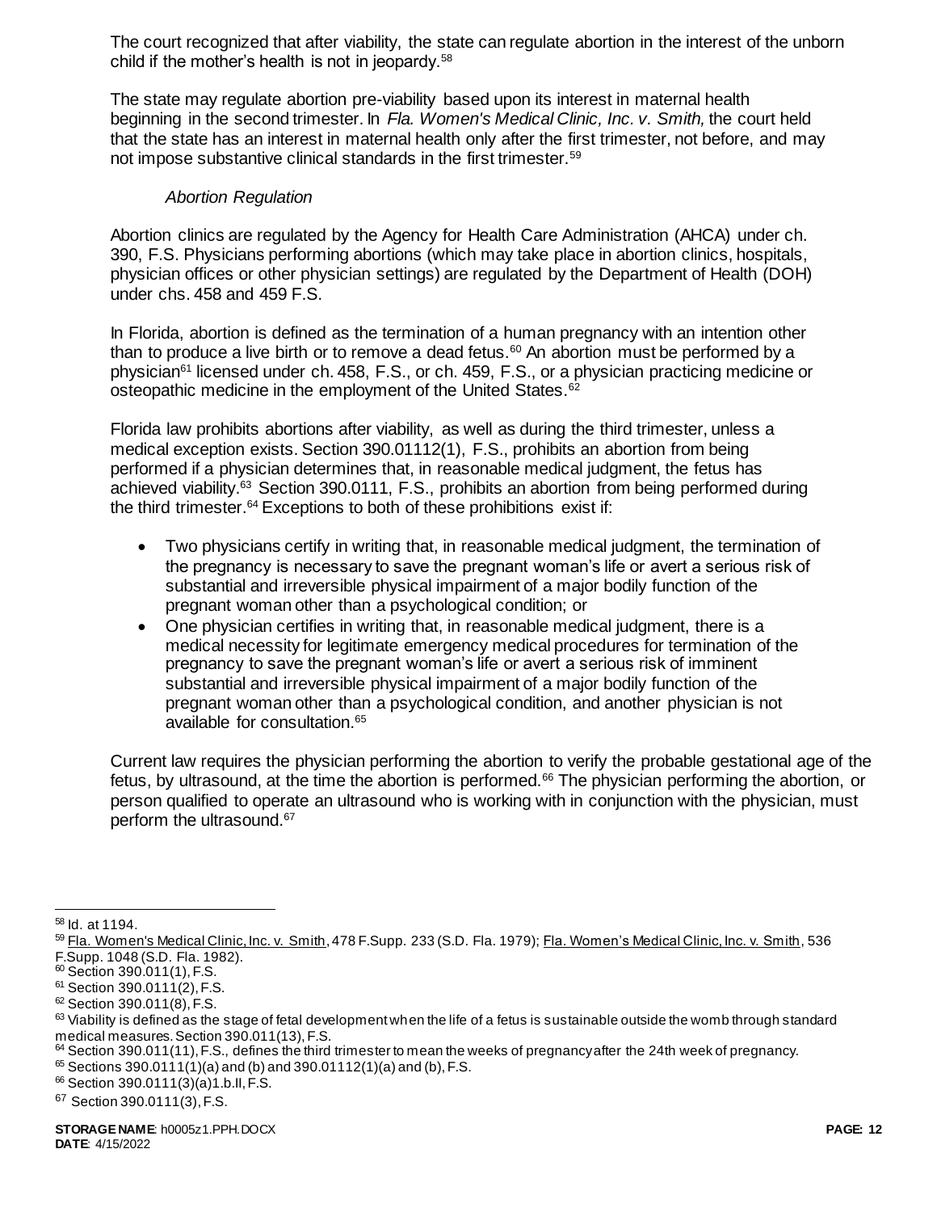The court recognized that after viability, the state can regulate abortion in the interest of the unborn child if the mother's health is not in jeopardy.[58]

The state may regulate abortion pre-viability based upon its interest in maternal health beginning in the second trimester. In *Fla. Women's Medical Clinic, Inc. v. Smith,* the court held that the state has an interest in maternal health only after the first trimester, not before, and may not impose substantive clinical standards in the first trimester.[59]

*Abortion Regulation*

Abortion clinics are regulated by the Agency for Health Care Administration (AHCA) under ch. 390, F.S. Physicians performing abortions (which may take place in abortion clinics, hospitals, physician offices or other physician settings) are regulated by the Department of Health (DOH) under chs. 458 and 459 F.S.

In Florida, abortion is defined as the termination of a human pregnancy with an intention other than to produce a live birth or to remove a dead fetus.[60] An abortion must be performed by a physician[61] licensed under ch. 458, F.S., or ch. 459, F.S., or a physician practicing medicine or osteopathic medicine in the employment of the United States.[62]

Florida law prohibits abortions after viability, as well as during the third trimester, unless a medical exception exists. Section 390.01112(1), F.S., prohibits an abortion from being performed if a physician determines that, in reasonable medical judgment, the fetus has achieved viability.[63] Section 390.0111, F.S., prohibits an abortion from being performed during the third trimester.[64] Exceptions to both of these prohibitions exist if:

- Two physicians certify in writing that, in reasonable medical judgment, the termination of the pregnancy is necessary to save the pregnant woman's life or avert a serious risk of substantial and irreversible physical impairment of a major bodily function of the pregnant woman other than a psychological condition; or
- One physician certifies in writing that, in reasonable medical judgment, there is a medical necessity for legitimate emergency medical procedures for termination of the pregnancy to save the pregnant woman's life or avert a serious risk of imminent substantial and irreversible physical impairment of a major bodily function of the pregnant woman other than a psychological condition, and another physician is not available for consultation.[65]

Current law requires the physician performing the abortion to verify the probable gestational age of the fetus, by ultrasound, at the time the abortion is performed.[66] The physician performing the abortion, or person qualified to operate an ultrasound who is working with in conjunction with the physician, must perform the ultrasound.[67]

---

[58] Id. at 1194.

[59] Fla. Women's Medical Clinic, Inc. v. Smith, 478 F.Supp. 233 (S.D. Fla. 1979); Fla. Women's Medical Clinic, Inc. v. Smith, 536 F.Supp. 1048 (S.D. Fla. 1982).

[60] Section 390.011(1), F.S.

[61] Section 390.0111(2), F.S.

[62] Section 390.011(8), F.S.

[63] Viability is defined as the stage of fetal development when the life of a fetus is sustainable outside the womb through standard medical measures. Section 390.011(13), F.S.

[64] Section 390.011(11), F.S., defines the third trimester to mean the weeks of pregnancy after the 24th week of pregnancy.

[65] Sections 390.0111(1)(a) and (b) and 390.01112(1)(a) and (b), F.S.

[66] Section 390.0111(3)(a)1.b.II, F.S.

[67] Section 390.0111(3), F.S.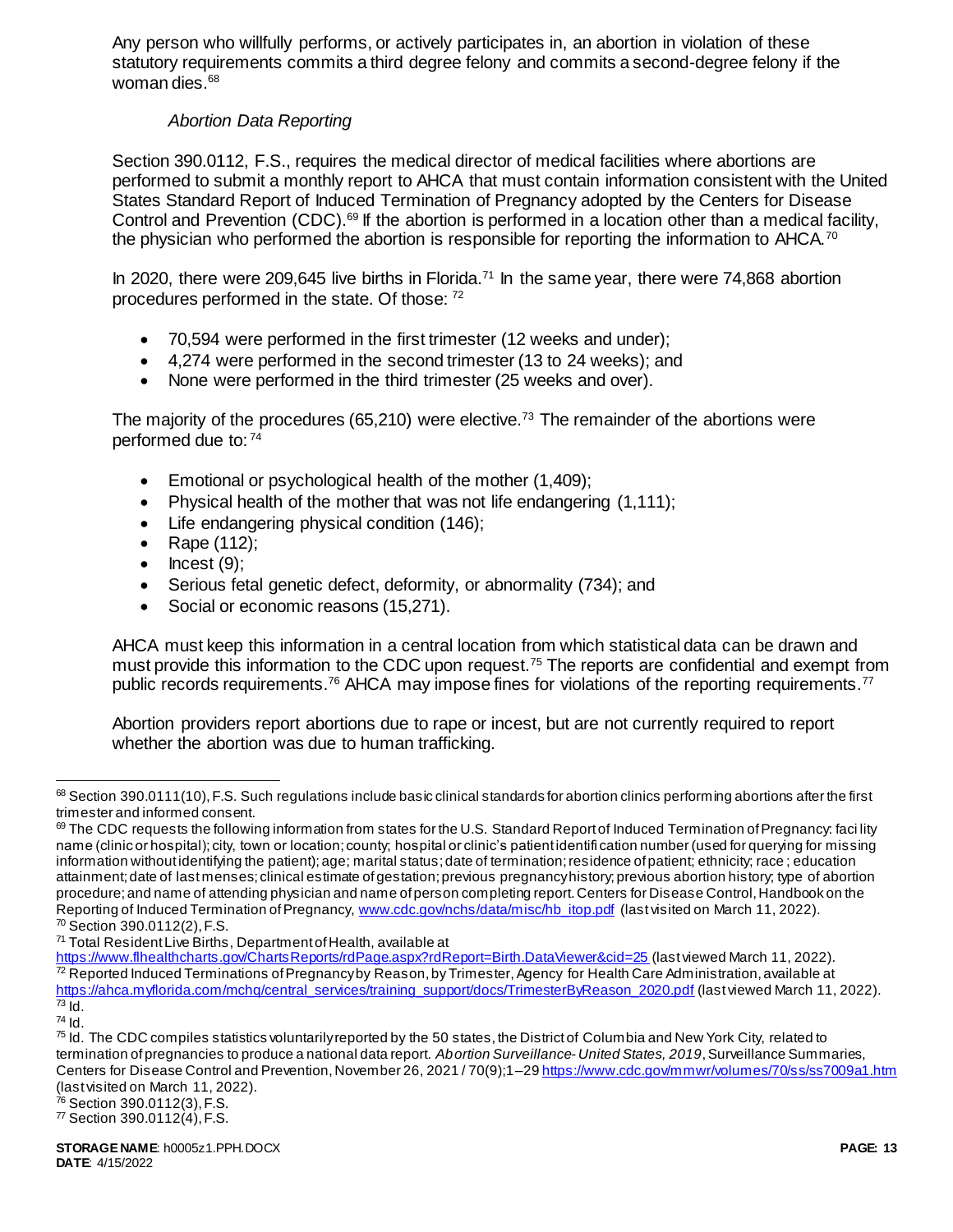Any person who willfully performs, or actively participates in, an abortion in violation of these statutory requirements commits a third degree felony and commits a second-degree felony if the woman dies.[68]

*Abortion Data Reporting*

Section 390.0112, F.S., requires the medical director of medical facilities where abortions are performed to submit a monthly report to AHCA that must contain information consistent with the United States Standard Report of Induced Termination of Pregnancy adopted by the Centers for Disease Control and Prevention (CDC).[69] If the abortion is performed in a location other than a medical facility, the physician who performed the abortion is responsible for reporting the information to AHCA.[70]

In 2020, there were 209,645 live births in Florida.[71] In the same year, there were 74,868 abortion procedures performed in the state. Of those: [72]

- 70,594 were performed in the first trimester (12 weeks and under);
- 4,274 were performed in the second trimester (13 to 24 weeks); and
- None were performed in the third trimester (25 weeks and over).

The majority of the procedures (65,210) were elective.[73] The remainder of the abortions were performed due to: [74]

- Emotional or psychological health of the mother (1,409);
- Physical health of the mother that was not life endangering (1,111);
- Life endangering physical condition (146);
- Rape (112);
- Incest (9);
- Serious fetal genetic defect, deformity, or abnormality (734); and
- Social or economic reasons (15,271).

AHCA must keep this information in a central location from which statistical data can be drawn and must provide this information to the CDC upon request.[75] The reports are confidential and exempt from public records requirements.[76] AHCA may impose fines for violations of the reporting requirements.[77]

Abortion providers report abortions due to rape or incest, but are not currently required to report whether the abortion was due to human trafficking.

---

[68] Section 390.0111(10), F.S. Such regulations include basic clinical standards for abortion clinics performing abortions after the first trimester and informed consent.

[69] The CDC requests the following information from states for the U.S. Standard Report of Induced Termination of Pregnancy: facility name (clinic or hospital); city, town or location; county; hospital or clinic's patient identification number (used for querying for missing information without identifying the patient); age; marital status; date of termination; residence of patient; ethnicity; race ; education attainment; date of last menses; clinical estimate of gestation; previous pregnancy history; previous abortion history; type of abortion procedure; and name of attending physician and name of person completing report. Centers for Disease Control, Handbook on the Reporting of Induced Termination of Pregnancy, www.cdc.gov/nchs/data/misc/hb_itop.pdf (last visited on March 11, 2022).

[70] Section 390.0112(2), F.S.

[71] Total Resident Live Births, Department of Health, available at https://www.flhealthcharts.gov/ChartsReports/rdPage.aspx?rdReport=Birth.DataViewer&cid=25 (last viewed March 11, 2022).

[72] Reported Induced Terminations of Pregnancy by Reason, by Trimester, Agency for Health Care Administration, available at https://ahca.myflorida.com/mchq/central_services/training_support/docs/TrimesterByReason_2020.pdf (last viewed March 11, 2022).

[73] Id.

[74] Id.

[75] Id. The CDC compiles statistics voluntarily reported by the 50 states, the District of Columbia and New York City, related to termination of pregnancies to produce a national data report. *Abortion Surveillance- United States, 2019*, Surveillance Summaries, Centers for Disease Control and Prevention, November 26, 2021 / 70(9);1–29 https://www.cdc.gov/mmwr/volumes/70/ss/ss7009a1.htm (last visited on March 11, 2022).

[76] Section 390.0112(3), F.S.

[77] Section 390.0112(4), F.S.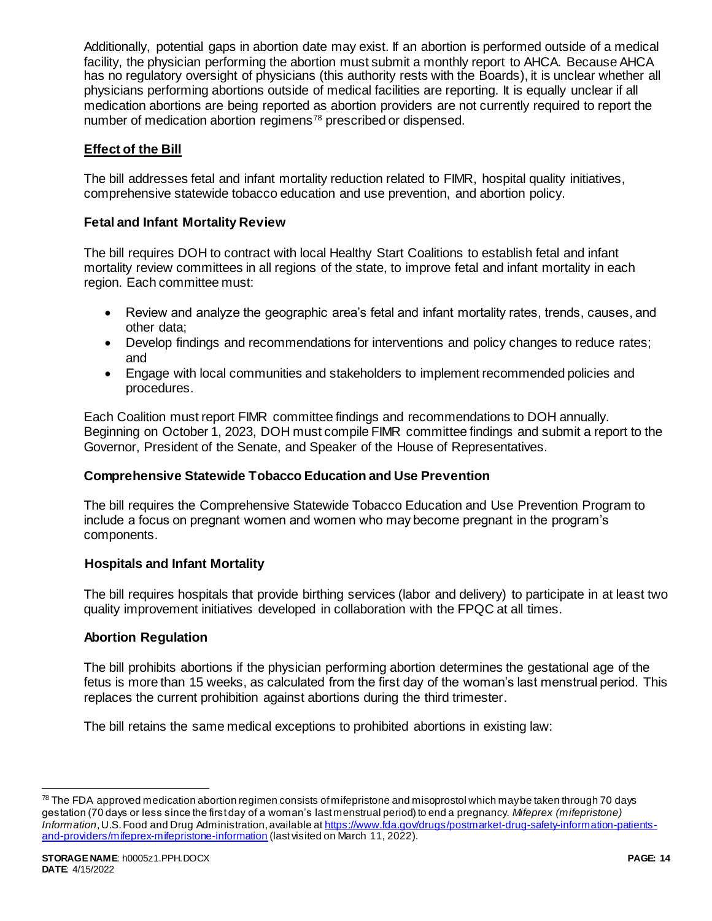Additionally, potential gaps in abortion date may exist. If an abortion is performed outside of a medical facility, the physician performing the abortion must submit a monthly report to AHCA. Because AHCA has no regulatory oversight of physicians (this authority rests with the Boards), it is unclear whether all physicians performing abortions outside of medical facilities are reporting. It is equally unclear if all medication abortions are being reported as abortion providers are not currently required to report the number of medication abortion regimens[78] prescribed or dispensed.

## Effect of the Bill

The bill addresses fetal and infant mortality reduction related to FIMR, hospital quality initiatives, comprehensive statewide tobacco education and use prevention, and abortion policy.

### Fetal and Infant Mortality Review

The bill requires DOH to contract with local Healthy Start Coalitions to establish fetal and infant mortality review committees in all regions of the state, to improve fetal and infant mortality in each region. Each committee must:

- Review and analyze the geographic area's fetal and infant mortality rates, trends, causes, and other data;
- Develop findings and recommendations for interventions and policy changes to reduce rates; and
- Engage with local communities and stakeholders to implement recommended policies and procedures.

Each Coalition must report FIMR committee findings and recommendations to DOH annually. Beginning on October 1, 2023, DOH must compile FIMR committee findings and submit a report to the Governor, President of the Senate, and Speaker of the House of Representatives.

### Comprehensive Statewide Tobacco Education and Use Prevention

The bill requires the Comprehensive Statewide Tobacco Education and Use Prevention Program to include a focus on pregnant women and women who may become pregnant in the program's components.

### Hospitals and Infant Mortality

The bill requires hospitals that provide birthing services (labor and delivery) to participate in at least two quality improvement initiatives developed in collaboration with the FPQC at all times.

### Abortion Regulation

The bill prohibits abortions if the physician performing abortion determines the gestational age of the fetus is more than 15 weeks, as calculated from the first day of the woman's last menstrual period. This replaces the current prohibition against abortions during the third trimester.

The bill retains the same medical exceptions to prohibited abortions in existing law:

---

[78] The FDA approved medication abortion regimen consists of mifepristone and misoprostol which may be taken through 70 days gestation (70 days or less since the first day of a woman's last menstrual period) to end a pregnancy. *Mifeprex (mifepristone) Information*, U.S. Food and Drug Administration, available at https://www.fda.gov/drugs/postmarket-drug-safety-information-patients-and-providers/mifeprex-mifepristone-information (last visited on March 11, 2022).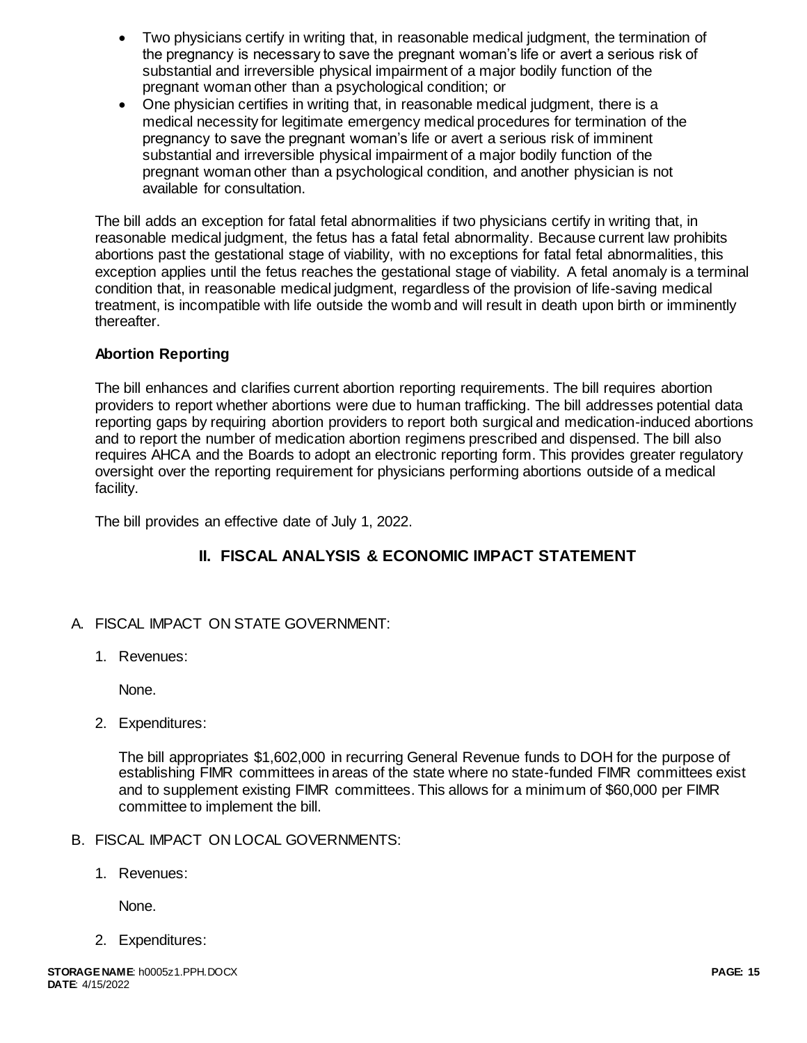- Two physicians certify in writing that, in reasonable medical judgment, the termination of the pregnancy is necessary to save the pregnant woman's life or avert a serious risk of substantial and irreversible physical impairment of a major bodily function of the pregnant woman other than a psychological condition; or
- One physician certifies in writing that, in reasonable medical judgment, there is a medical necessity for legitimate emergency medical procedures for termination of the pregnancy to save the pregnant woman's life or avert a serious risk of imminent substantial and irreversible physical impairment of a major bodily function of the pregnant woman other than a psychological condition, and another physician is not available for consultation.

The bill adds an exception for fatal fetal abnormalities if two physicians certify in writing that, in reasonable medical judgment, the fetus has a fatal fetal abnormality. Because current law prohibits abortions past the gestational stage of viability, with no exceptions for fatal fetal abnormalities, this exception applies until the fetus reaches the gestational stage of viability. A fetal anomaly is a terminal condition that, in reasonable medical judgment, regardless of the provision of life-saving medical treatment, is incompatible with life outside the womb and will result in death upon birth or imminently thereafter.

**Abortion Reporting**

The bill enhances and clarifies current abortion reporting requirements. The bill requires abortion providers to report whether abortions were due to human trafficking. The bill addresses potential data reporting gaps by requiring abortion providers to report both surgical and medication-induced abortions and to report the number of medication abortion regimens prescribed and dispensed. The bill also requires AHCA and the Boards to adopt an electronic reporting form. This provides greater regulatory oversight over the reporting requirement for physicians performing abortions outside of a medical facility.

The bill provides an effective date of July 1, 2022.

## II. FISCAL ANALYSIS & ECONOMIC IMPACT STATEMENT

A. FISCAL IMPACT ON STATE GOVERNMENT:

1. Revenues:

   None.

2. Expenditures:

   The bill appropriates $1,602,000 in recurring General Revenue funds to DOH for the purpose of establishing FIMR committees in areas of the state where no state-funded FIMR committees exist and to supplement existing FIMR committees. This allows for a minimum of $60,000 per FIMR committee to implement the bill.

B. FISCAL IMPACT ON LOCAL GOVERNMENTS:

1. Revenues:

   None.

2. Expenditures: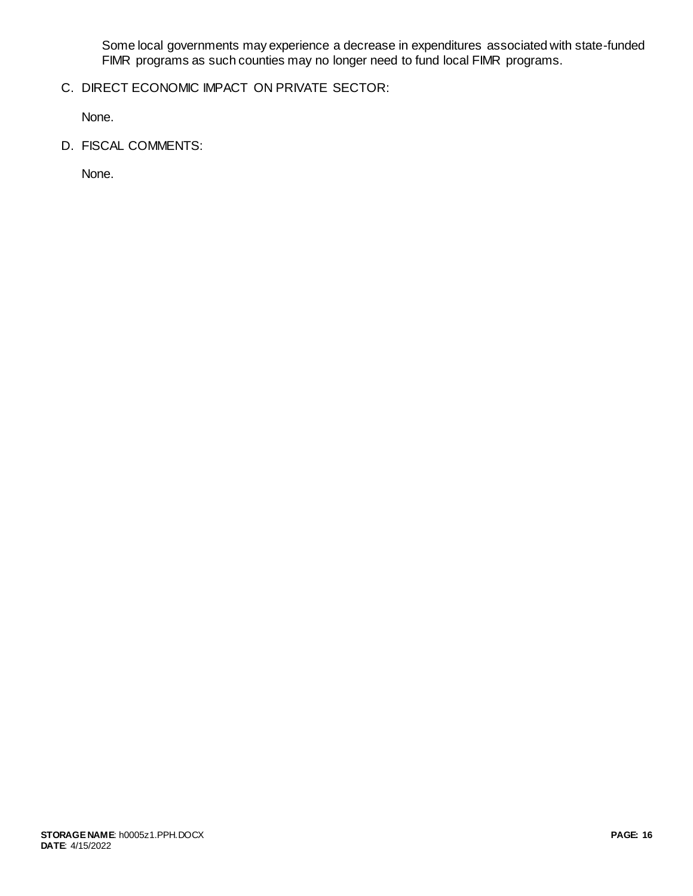Some local governments may experience a decrease in expenditures associated with state-funded FIMR programs as such counties may no longer need to fund local FIMR programs.

C. DIRECT ECONOMIC IMPACT ON PRIVATE SECTOR:

None.

D. FISCAL COMMENTS:

None.